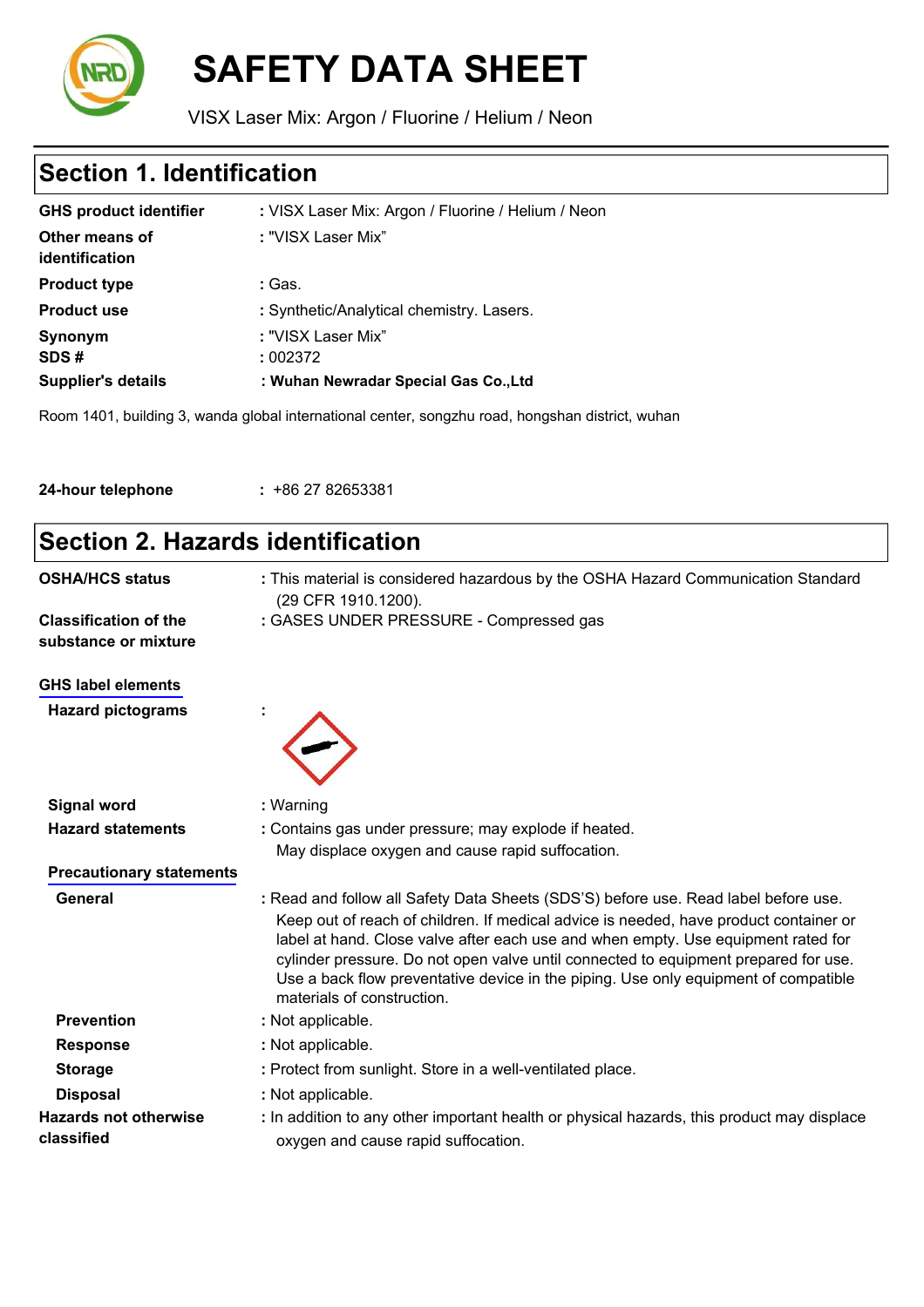# SAFETY DATA SHEET

VISX Laser Mix: Argon / Fluorine / Helium / Neon

## Section 1. Identification

| | |
|---|---|
| **GHS product identifier** | : VISX Laser Mix: Argon / Fluorine / Helium / Neon |
| **Other means of identification** | : "VISX Laser Mix" |
| **Product type** | : Gas. |
| **Product use** | : Synthetic/Analytical chemistry. Lasers. |
| **Synonym** | : "VISX Laser Mix" |
| **SDS #** | : 002372 |
| **Supplier's details** | : **Wuhan Newradar Special Gas Co.,Ltd** |

Room 1401, building 3, wanda global international center, songzhu road, hongshan district, wuhan

**24-hour telephone** : +86 27 82653381

## Section 2. Hazards identification

**OSHA/HCS status** : This material is considered hazardous by the OSHA Hazard Communication Standard (29 CFR 1910.1200).

**Classification of the substance or mixture** : GASES UNDER PRESSURE - Compressed gas

**GHS label elements**

**Hazard pictograms** :

**Signal word** : Warning

**Hazard statements** : Contains gas under pressure; may explode if heated.
May displace oxygen and cause rapid suffocation.

**Precautionary statements**

**General** : Read and follow all Safety Data Sheets (SDS'S) before use. Read label before use. Keep out of reach of children. If medical advice is needed, have product container or label at hand. Close valve after each use and when empty. Use equipment rated for cylinder pressure. Do not open valve until connected to equipment prepared for use. Use a back flow preventative device in the piping. Use only equipment of compatible materials of construction.

**Prevention** : Not applicable.

**Response** : Not applicable.

**Storage** : Protect from sunlight. Store in a well-ventilated place.

**Disposal** : Not applicable.

**Hazards not otherwise classified** : In addition to any other important health or physical hazards, this product may displace oxygen and cause rapid suffocation.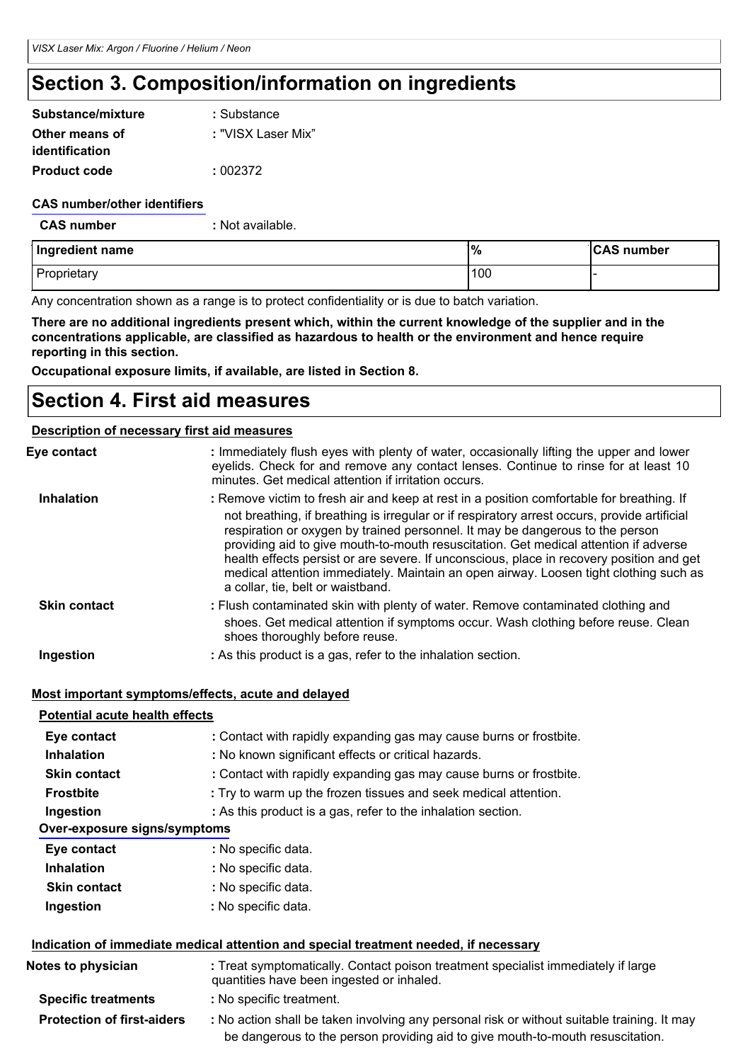# Section 3. Composition/information on ingredients

**Substance/mixture** : Substance

**Other means of identification** : "VISX Laser Mix"

**Product code** : 002372

**CAS number/other identifiers**

**CAS number** : Not available.

| Ingredient name | % | CAS number |
| --- | --- | --- |
| Proprietary | 100 | - |

Any concentration shown as a range is to protect confidentiality or is due to batch variation.

**There are no additional ingredients present which, within the current knowledge of the supplier and in the concentrations applicable, are classified as hazardous to health or the environment and hence require reporting in this section.**

**Occupational exposure limits, if available, are listed in Section 8.**

# Section 4. First aid measures

**Description of necessary first aid measures**

**Eye contact** : Immediately flush eyes with plenty of water, occasionally lifting the upper and lower eyelids. Check for and remove any contact lenses. Continue to rinse for at least 10 minutes. Get medical attention if irritation occurs.

**Inhalation** : Remove victim to fresh air and keep at rest in a position comfortable for breathing. If not breathing, if breathing is irregular or if respiratory arrest occurs, provide artificial respiration or oxygen by trained personnel. It may be dangerous to the person providing aid to give mouth-to-mouth resuscitation. Get medical attention if adverse health effects persist or are severe. If unconscious, place in recovery position and get medical attention immediately. Maintain an open airway. Loosen tight clothing such as a collar, tie, belt or waistband.

**Skin contact** : Flush contaminated skin with plenty of water. Remove contaminated clothing and shoes. Get medical attention if symptoms occur. Wash clothing before reuse. Clean shoes thoroughly before reuse.

**Ingestion** : As this product is a gas, refer to the inhalation section.

**Most important symptoms/effects, acute and delayed**

**Potential acute health effects**

**Eye contact** : Contact with rapidly expanding gas may cause burns or frostbite.

**Inhalation** : No known significant effects or critical hazards.

**Skin contact** : Contact with rapidly expanding gas may cause burns or frostbite.

**Frostbite** : Try to warm up the frozen tissues and seek medical attention.

**Ingestion** : As this product is a gas, refer to the inhalation section.

**Over-exposure signs/symptoms**

**Eye contact** : No specific data.

**Inhalation** : No specific data.

**Skin contact** : No specific data.

**Ingestion** : No specific data.

**Indication of immediate medical attention and special treatment needed, if necessary**

**Notes to physician** : Treat symptomatically. Contact poison treatment specialist immediately if large quantities have been ingested or inhaled.

**Specific treatments** : No specific treatment.

**Protection of first-aiders** : No action shall be taken involving any personal risk or without suitable training. It may be dangerous to the person providing aid to give mouth-to-mouth resuscitation.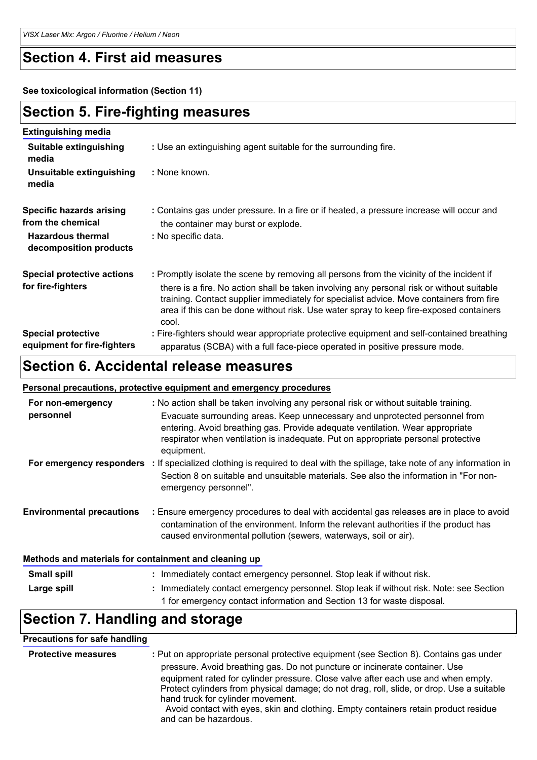## Section 4. First aid measures

**See toxicological information (Section 11)**

## Section 5. Fire-fighting measures

**Extinguishing media**

| | |
|---|---|
| **Suitable extinguishing media** | : Use an extinguishing agent suitable for the surrounding fire. |
| **Unsuitable extinguishing media** | : None known. |

| | |
|---|---|
| **Specific hazards arising from the chemical** | : Contains gas under pressure. In a fire or if heated, a pressure increase will occur and the container may burst or explode. |
| **Hazardous thermal decomposition products** | : No specific data. |

| | |
|---|---|
| **Special protective actions for fire-fighters** | : Promptly isolate the scene by removing all persons from the vicinity of the incident if there is a fire. No action shall be taken involving any personal risk or without suitable training. Contact supplier immediately for specialist advice. Move containers from fire area if this can be done without risk. Use water spray to keep fire-exposed containers cool. |
| **Special protective equipment for fire-fighters** | : Fire-fighters should wear appropriate protective equipment and self-contained breathing apparatus (SCBA) with a full face-piece operated in positive pressure mode. |

## Section 6. Accidental release measures

**Personal precautions, protective equipment and emergency procedures**

| | |
|---|---|
| **For non-emergency personnel** | : No action shall be taken involving any personal risk or without suitable training. Evacuate surrounding areas. Keep unnecessary and unprotected personnel from entering. Avoid breathing gas. Provide adequate ventilation. Wear appropriate respirator when ventilation is inadequate. Put on appropriate personal protective equipment. |
| **For emergency responders** | : If specialized clothing is required to deal with the spillage, take note of any information in Section 8 on suitable and unsuitable materials. See also the information in "For non-emergency personnel". |

| | |
|---|---|
| **Environmental precautions** | : Ensure emergency procedures to deal with accidental gas releases are in place to avoid contamination of the environment. Inform the relevant authorities if the product has caused environmental pollution (sewers, waterways, soil or air). |

**Methods and materials for containment and cleaning up**

| | |
|---|---|
| **Small spill** | : Immediately contact emergency personnel. Stop leak if without risk. |
| **Large spill** | : Immediately contact emergency personnel. Stop leak if without risk. Note: see Section 1 for emergency contact information and Section 13 for waste disposal. |

## Section 7. Handling and storage

**Precautions for safe handling**

| | |
|---|---|
| **Protective measures** | : Put on appropriate personal protective equipment (see Section 8). Contains gas under pressure. Avoid breathing gas. Do not puncture or incinerate container. Use equipment rated for cylinder pressure. Close valve after each use and when empty. Protect cylinders from physical damage; do not drag, roll, slide, or drop. Use a suitable hand truck for cylinder movement. Avoid contact with eyes, skin and clothing. Empty containers retain product residue and can be hazardous. |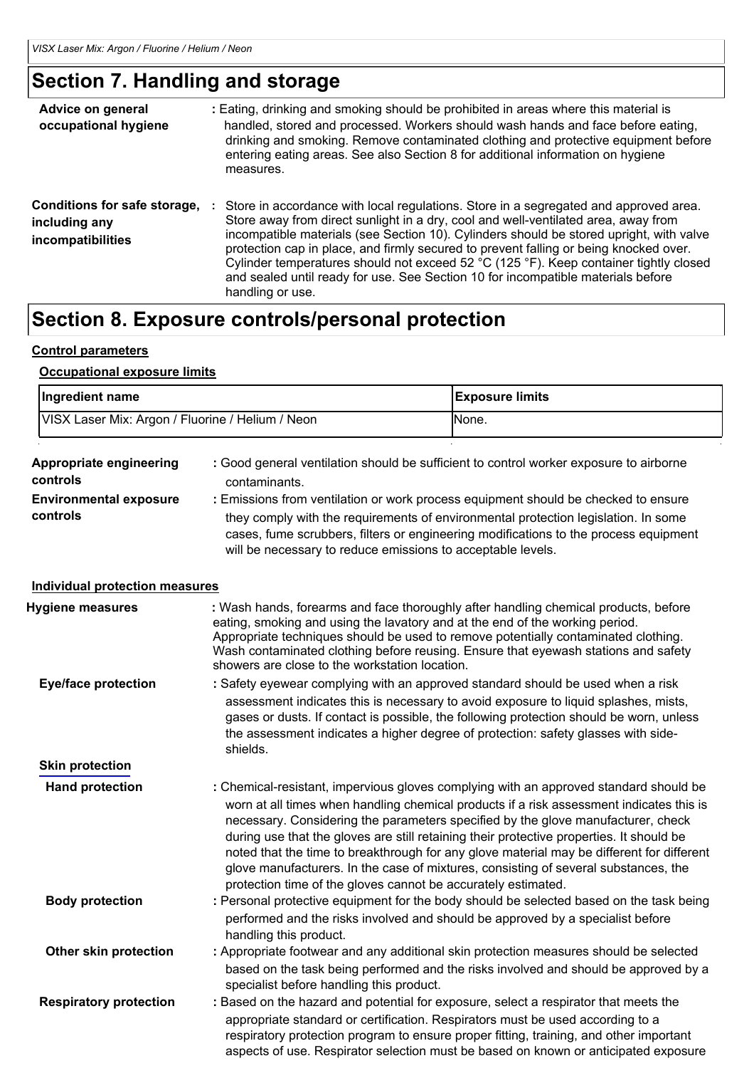# Section 7. Handling and storage

**Advice on general occupational hygiene** : Eating, drinking and smoking should be prohibited in areas where this material is handled, stored and processed. Workers should wash hands and face before eating, drinking and smoking. Remove contaminated clothing and protective equipment before entering eating areas. See also Section 8 for additional information on hygiene measures.

**Conditions for safe storage, including any incompatibilities** : Store in accordance with local regulations. Store in a segregated and approved area. Store away from direct sunlight in a dry, cool and well-ventilated area, away from incompatible materials (see Section 10). Cylinders should be stored upright, with valve protection cap in place, and firmly secured to prevent falling or being knocked over. Cylinder temperatures should not exceed 52 °C (125 °F). Keep container tightly closed and sealed until ready for use. See Section 10 for incompatible materials before handling or use.

# Section 8. Exposure controls/personal protection

**Control parameters**

**Occupational exposure limits**

| Ingredient name | Exposure limits |
|---|---|
| VISX Laser Mix: Argon / Fluorine / Helium / Neon | None. |

**Appropriate engineering controls** : Good general ventilation should be sufficient to control worker exposure to airborne contaminants.

**Environmental exposure controls** : Emissions from ventilation or work process equipment should be checked to ensure they comply with the requirements of environmental protection legislation. In some cases, fume scrubbers, filters or engineering modifications to the process equipment will be necessary to reduce emissions to acceptable levels.

**Individual protection measures**

**Hygiene measures** : Wash hands, forearms and face thoroughly after handling chemical products, before eating, smoking and using the lavatory and at the end of the working period. Appropriate techniques should be used to remove potentially contaminated clothing. Wash contaminated clothing before reusing. Ensure that eyewash stations and safety showers are close to the workstation location.

**Eye/face protection** : Safety eyewear complying with an approved standard should be used when a risk assessment indicates this is necessary to avoid exposure to liquid splashes, mists, gases or dusts. If contact is possible, the following protection should be worn, unless the assessment indicates a higher degree of protection: safety glasses with side-shields.

**Skin protection**

**Hand protection** : Chemical-resistant, impervious gloves complying with an approved standard should be worn at all times when handling chemical products if a risk assessment indicates this is necessary. Considering the parameters specified by the glove manufacturer, check during use that the gloves are still retaining their protective properties. It should be noted that the time to breakthrough for any glove material may be different for different glove manufacturers. In the case of mixtures, consisting of several substances, the protection time of the gloves cannot be accurately estimated.

**Body protection** : Personal protective equipment for the body should be selected based on the task being performed and the risks involved and should be approved by a specialist before handling this product.

**Other skin protection** : Appropriate footwear and any additional skin protection measures should be selected based on the task being performed and the risks involved and should be approved by a specialist before handling this product.

**Respiratory protection** : Based on the hazard and potential for exposure, select a respirator that meets the appropriate standard or certification. Respirators must be used according to a respiratory protection program to ensure proper fitting, training, and other important aspects of use. Respirator selection must be based on known or anticipated exposure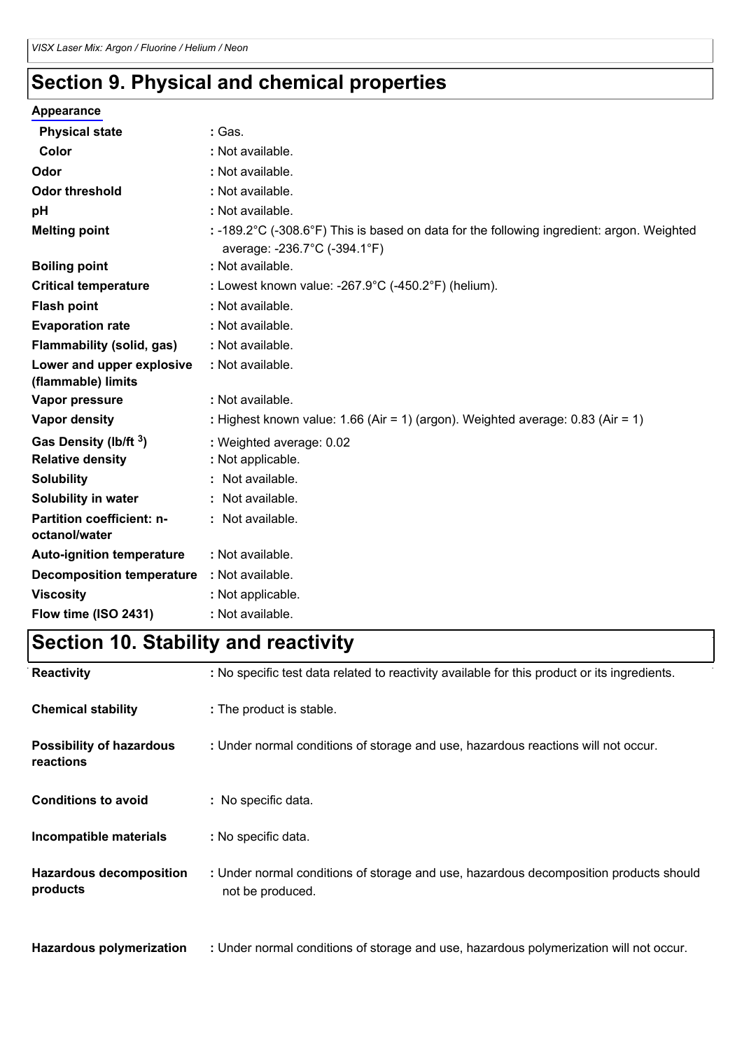## Section 9. Physical and chemical properties

**Appearance**

| | |
|---|---|
| **Physical state** | : Gas. |
| **Color** | : Not available. |
| **Odor** | : Not available. |
| **Odor threshold** | : Not available. |
| **pH** | : Not available. |
| **Melting point** | : -189.2°C (-308.6°F) This is based on data for the following ingredient: argon. Weighted average: -236.7°C (-394.1°F) |
| **Boiling point** | : Not available. |
| **Critical temperature** | : Lowest known value: -267.9°C (-450.2°F) (helium). |
| **Flash point** | : Not available. |
| **Evaporation rate** | : Not available. |
| **Flammability (solid, gas)** | : Not available. |
| **Lower and upper explosive (flammable) limits** | : Not available. |
| **Vapor pressure** | : Not available. |
| **Vapor density** | : Highest known value: 1.66 (Air = 1) (argon). Weighted average: 0.83 (Air = 1) |
| **Gas Density (lb/ft $^3$)** | : Weighted average: 0.02 |
| **Relative density** | : Not applicable. |
| **Solubility** | : Not available. |
| **Solubility in water** | : Not available. |
| **Partition coefficient: n-octanol/water** | : Not available. |
| **Auto-ignition temperature** | : Not available. |
| **Decomposition temperature** | : Not available. |
| **Viscosity** | : Not applicable. |
| **Flow time (ISO 2431)** | : Not available. |

## Section 10. Stability and reactivity

| | |
|---|---|
| **Reactivity** | : No specific test data related to reactivity available for this product or its ingredients. |
| **Chemical stability** | : The product is stable. |
| **Possibility of hazardous reactions** | : Under normal conditions of storage and use, hazardous reactions will not occur. |
| **Conditions to avoid** | : No specific data. |
| **Incompatible materials** | : No specific data. |
| **Hazardous decomposition products** | : Under normal conditions of storage and use, hazardous decomposition products should not be produced. |
| **Hazardous polymerization** | : Under normal conditions of storage and use, hazardous polymerization will not occur. |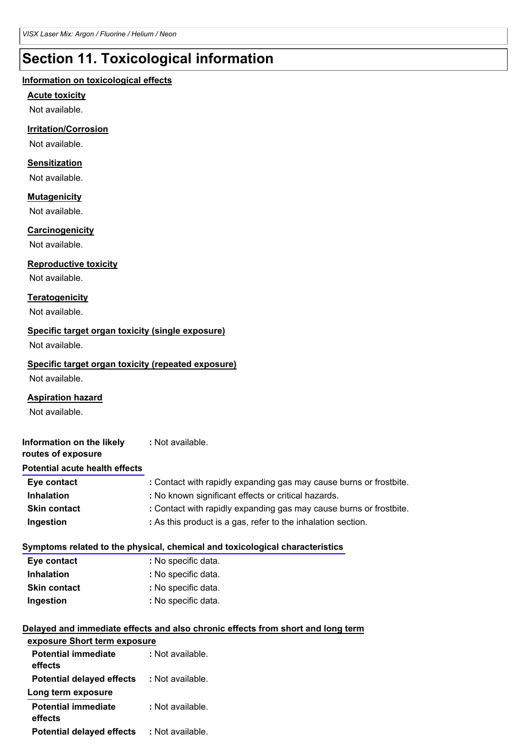# Section 11. Toxicological information

## Information on toxicological effects

### Acute toxicity

Not available.

### Irritation/Corrosion

Not available.

### Sensitization

Not available.

### Mutagenicity

Not available.

### Carcinogenicity

Not available.

### Reproductive toxicity

Not available.

### Teratogenicity

Not available.

### Specific target organ toxicity (single exposure)

Not available.

### Specific target organ toxicity (repeated exposure)

Not available.

### Aspiration hazard

Not available.

**Information on the likely routes of exposure** : Not available.

### Potential acute health effects

| | |
|---|---|
| **Eye contact** | : Contact with rapidly expanding gas may cause burns or frostbite. |
| **Inhalation** | : No known significant effects or critical hazards. |
| **Skin contact** | : Contact with rapidly expanding gas may cause burns or frostbite. |
| **Ingestion** | : As this product is a gas, refer to the inhalation section. |

### Symptoms related to the physical, chemical and toxicological characteristics

| | |
|---|---|
| **Eye contact** | : No specific data. |
| **Inhalation** | : No specific data. |
| **Skin contact** | : No specific data. |
| **Ingestion** | : No specific data. |

### Delayed and immediate effects and also chronic effects from short and long term exposure

#### Short term exposure

| | |
|---|---|
| **Potential immediate effects** | : Not available. |
| **Potential delayed effects** | : Not available. |

#### Long term exposure

| | |
|---|---|
| **Potential immediate effects** | : Not available. |
| **Potential delayed effects** | : Not available. |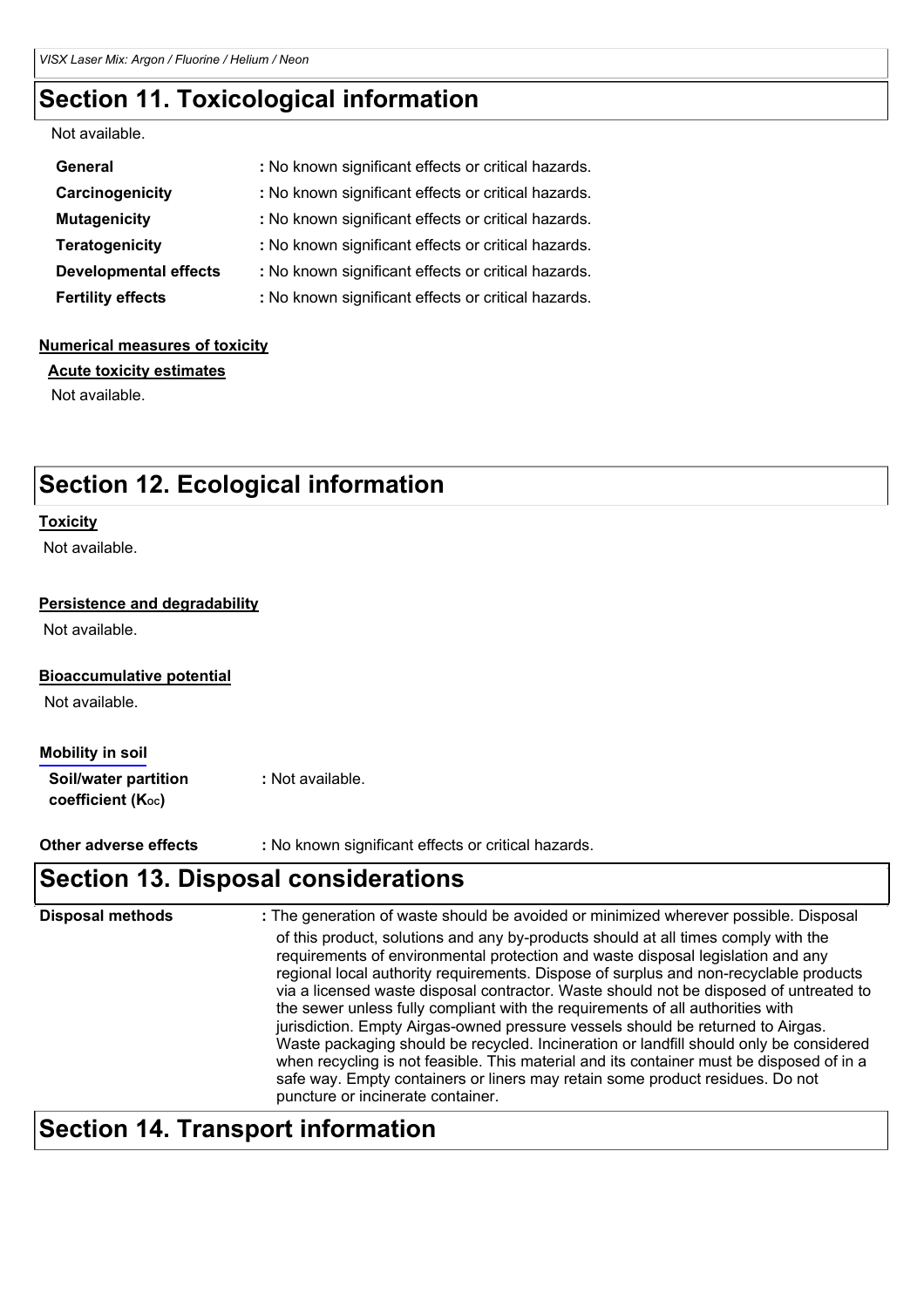## Section 11. Toxicological information

Not available.

**General** : No known significant effects or critical hazards.

**Carcinogenicity** : No known significant effects or critical hazards.

**Mutagenicity** : No known significant effects or critical hazards.

**Teratogenicity** : No known significant effects or critical hazards.

**Developmental effects** : No known significant effects or critical hazards.

**Fertility effects** : No known significant effects or critical hazards.

**Numerical measures of toxicity**

**Acute toxicity estimates**

Not available.

## Section 12. Ecological information

**Toxicity**

Not available.

**Persistence and degradability**

Not available.

**Bioaccumulative potential**

Not available.

**Mobility in soil**

**Soil/water partition coefficient ($K_{OC}$)** : Not available.

**Other adverse effects** : No known significant effects or critical hazards.

## Section 13. Disposal considerations

**Disposal methods** : The generation of waste should be avoided or minimized wherever possible. Disposal of this product, solutions and any by-products should at all times comply with the requirements of environmental protection and waste disposal legislation and any regional local authority requirements. Dispose of surplus and non-recyclable products via a licensed waste disposal contractor. Waste should not be disposed of untreated to the sewer unless fully compliant with the requirements of all authorities with jurisdiction. Empty Airgas-owned pressure vessels should be returned to Airgas. Waste packaging should be recycled. Incineration or landfill should only be considered when recycling is not feasible. This material and its container must be disposed of in a safe way. Empty containers or liners may retain some product residues. Do not puncture or incinerate container.

## Section 14. Transport information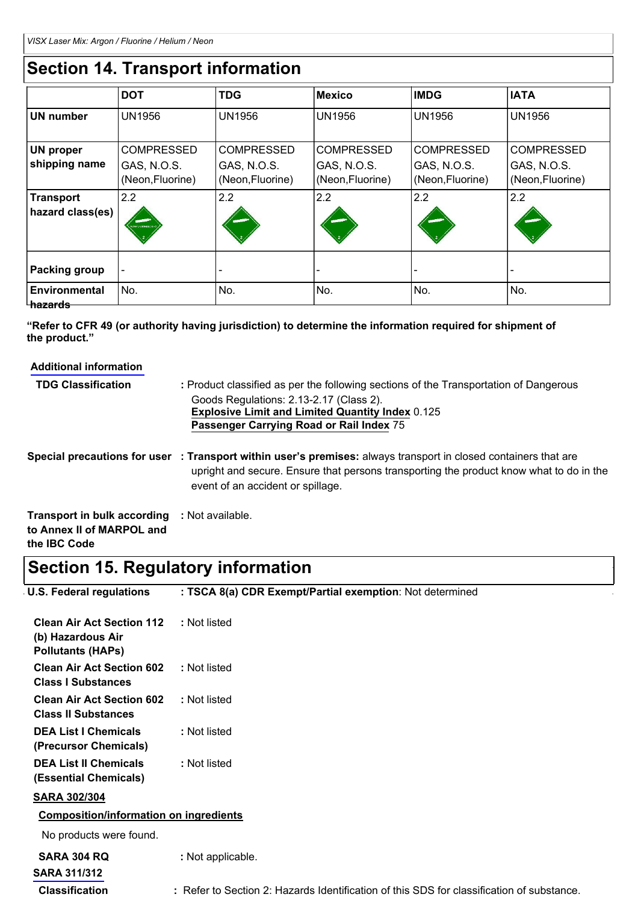## Section 14. Transport information

| | DOT | TDG | Mexico | IMDG | IATA |
|---|---|---|---|---|---|
| **UN number** | UN1956 | UN1956 | UN1956 | UN1956 | UN1956 |
| **UN proper shipping name** | COMPRESSED GAS, N.O.S. (Neon,Fluorine) | COMPRESSED GAS, N.O.S. (Neon,Fluorine) | COMPRESSED GAS, N.O.S. (Neon,Fluorine) | COMPRESSED GAS, N.O.S. (Neon,Fluorine) | COMPRESSED GAS, N.O.S. (Neon,Fluorine) |
| **Transport hazard class(es)** | 2.2 | 2.2 | 2.2 | 2.2 | 2.2 |
| **Packing group** | - | - | - | - | - |
| **Environmental hazards** | No. | No. | No. | No. | No. |

**"Refer to CFR 49 (or authority having jurisdiction) to determine the information required for shipment of the product."**

**Additional information**

**TDG Classification** : Product classified as per the following sections of the Transportation of Dangerous Goods Regulations: 2.13-2.17 (Class 2).
**Explosive Limit and Limited Quantity Index** 0.125
**Passenger Carrying Road or Rail Index** 75

**Special precautions for user** : **Transport within user's premises:** always transport in closed containers that are upright and secure. Ensure that persons transporting the product know what to do in the event of an accident or spillage.

**Transport in bulk according to Annex II of MARPOL and the IBC Code** : Not available.

## Section 15. Regulatory information

**U.S. Federal regulations** : **TSCA 8(a) CDR Exempt/Partial exemption**: Not determined

**Clean Air Act Section 112 (b) Hazardous Air Pollutants (HAPs)** : Not listed

**Clean Air Act Section 602 Class I Substances** : Not listed

**Clean Air Act Section 602 Class II Substances** : Not listed

**DEA List I Chemicals (Precursor Chemicals)** : Not listed

**DEA List II Chemicals (Essential Chemicals)** : Not listed

**SARA 302/304**

**Composition/information on ingredients**

No products were found.

**SARA 304 RQ** : Not applicable.

**SARA 311/312**

**Classification** : Refer to Section 2: Hazards Identification of this SDS for classification of substance.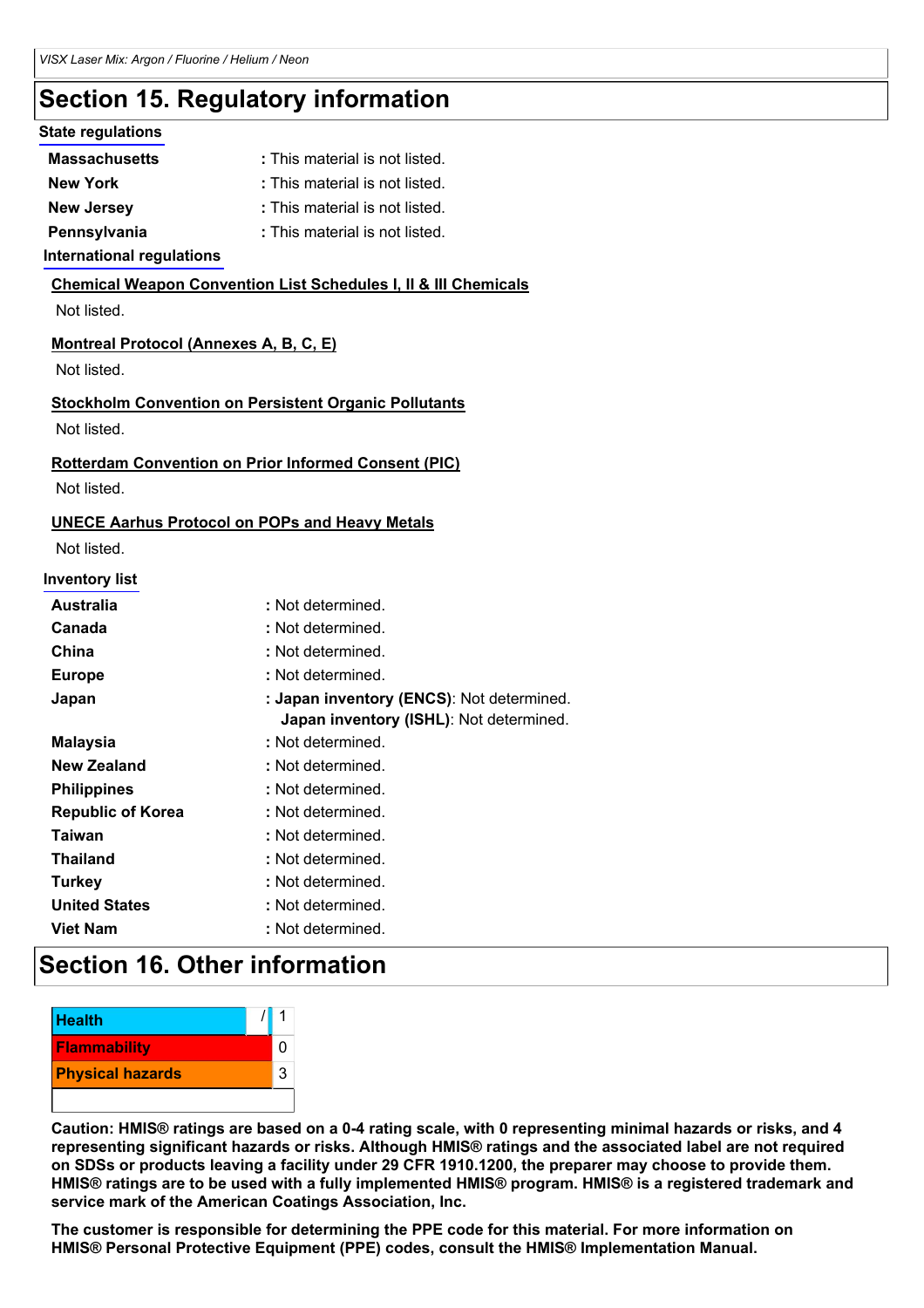## Section 15. Regulatory information

**State regulations**

| | |
|---|---|
| **Massachusetts** | : This material is not listed. |
| **New York** | : This material is not listed. |
| **New Jersey** | : This material is not listed. |
| **Pennsylvania** | : This material is not listed. |

**International regulations**

**Chemical Weapon Convention List Schedules I, II & III Chemicals**

Not listed.

**Montreal Protocol (Annexes A, B, C, E)**

Not listed.

**Stockholm Convention on Persistent Organic Pollutants**

Not listed.

**Rotterdam Convention on Prior Informed Consent (PIC)**

Not listed.

**UNECE Aarhus Protocol on POPs and Heavy Metals**

Not listed.

**Inventory list**

| | |
|---|---|
| **Australia** | : Not determined. |
| **Canada** | : Not determined. |
| **China** | : Not determined. |
| **Europe** | : Not determined. |
| **Japan** | : **Japan inventory (ENCS)**: Not determined.<br>**Japan inventory (ISHL)**: Not determined. |
| **Malaysia** | : Not determined. |
| **New Zealand** | : Not determined. |
| **Philippines** | : Not determined. |
| **Republic of Korea** | : Not determined. |
| **Taiwan** | : Not determined. |
| **Thailand** | : Not determined. |
| **Turkey** | : Not determined. |
| **United States** | : Not determined. |
| **Viet Nam** | : Not determined. |

## Section 16. Other information

| | |
|---|---|
| **Health** | / 1 |
| **Flammability** | 0 |
| **Physical hazards** | 3 |
| | |

**Caution: HMIS® ratings are based on a 0-4 rating scale, with 0 representing minimal hazards or risks, and 4 representing significant hazards or risks. Although HMIS® ratings and the associated label are not required on SDSs or products leaving a facility under 29 CFR 1910.1200, the preparer may choose to provide them. HMIS® ratings are to be used with a fully implemented HMIS® program. HMIS® is a registered trademark and service mark of the American Coatings Association, Inc.**

**The customer is responsible for determining the PPE code for this material. For more information on HMIS® Personal Protective Equipment (PPE) codes, consult the HMIS® Implementation Manual.**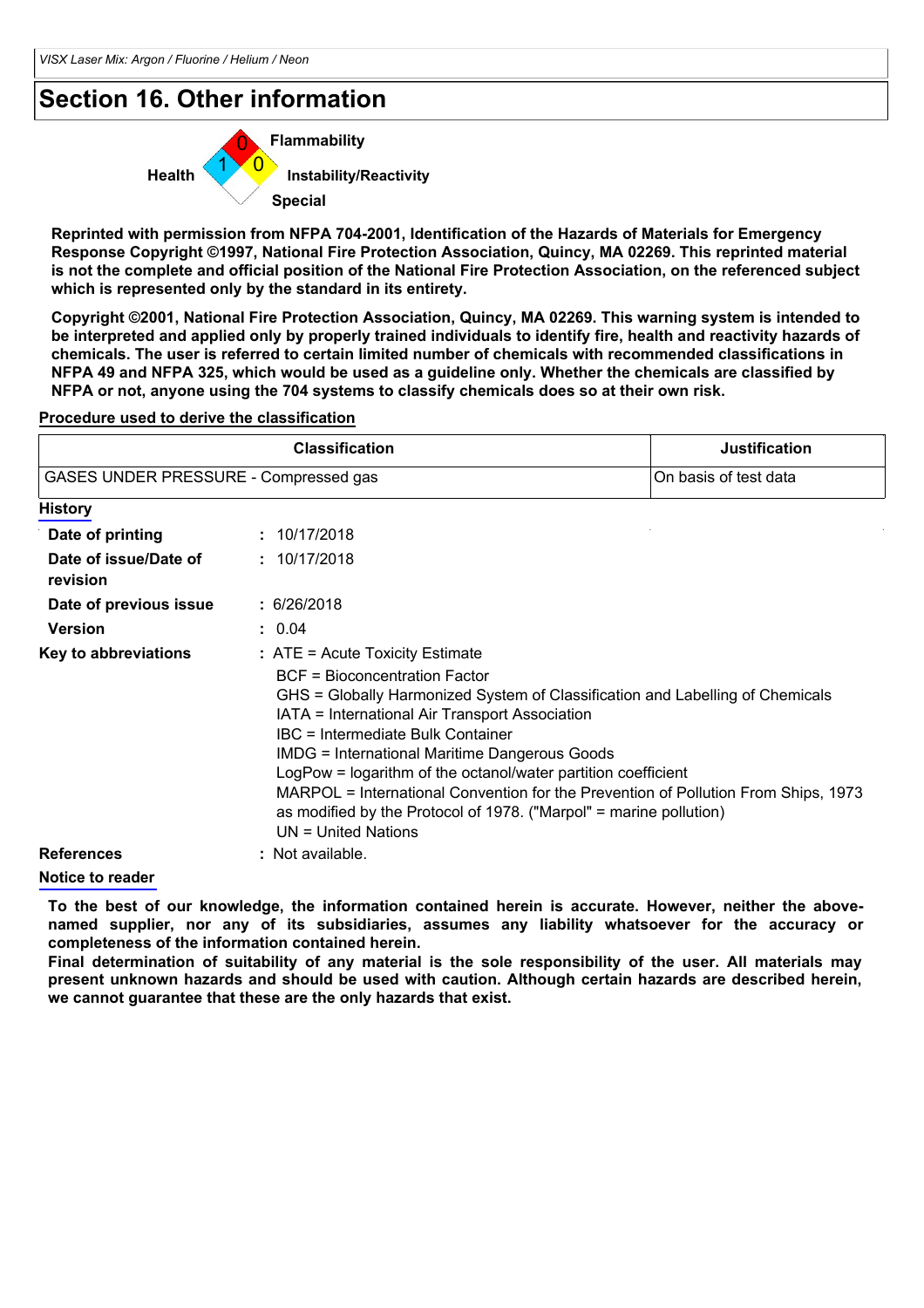## Section 16. Other information

Flammability: 0

Health: 1

Instability/Reactivity: 0

Special

**Reprinted with permission from NFPA 704-2001, Identification of the Hazards of Materials for Emergency Response Copyright ©1997, National Fire Protection Association, Quincy, MA 02269. This reprinted material is not the complete and official position of the National Fire Protection Association, on the referenced subject which is represented only by the standard in its entirety.**

**Copyright ©2001, National Fire Protection Association, Quincy, MA 02269. This warning system is intended to be interpreted and applied only by properly trained individuals to identify fire, health and reactivity hazards of chemicals. The user is referred to certain limited number of chemicals with recommended classifications in NFPA 49 and NFPA 325, which would be used as a guideline only. Whether the chemicals are classified by NFPA or not, anyone using the 704 systems to classify chemicals does so at their own risk.**

**Procedure used to derive the classification**

| Classification | Justification |
|---|---|
| GASES UNDER PRESSURE - Compressed gas | On basis of test data |

**History**

**Date of printing** : 10/17/2018

**Date of issue/Date of revision** : 10/17/2018

**Date of previous issue** : 6/26/2018

**Version** : 0.04

**Key to abbreviations** : ATE = Acute Toxicity Estimate
BCF = Bioconcentration Factor
GHS = Globally Harmonized System of Classification and Labelling of Chemicals
IATA = International Air Transport Association
IBC = Intermediate Bulk Container
IMDG = International Maritime Dangerous Goods
LogPow = logarithm of the octanol/water partition coefficient
MARPOL = International Convention for the Prevention of Pollution From Ships, 1973 as modified by the Protocol of 1978. ("Marpol" = marine pollution)
UN = United Nations

**References** : Not available.

**Notice to reader**

**To the best of our knowledge, the information contained herein is accurate. However, neither the above-named supplier, nor any of its subsidiaries, assumes any liability whatsoever for the accuracy or completeness of the information contained herein.**
**Final determination of suitability of any material is the sole responsibility of the user. All materials may present unknown hazards and should be used with caution. Although certain hazards are described herein, we cannot guarantee that these are the only hazards that exist.**